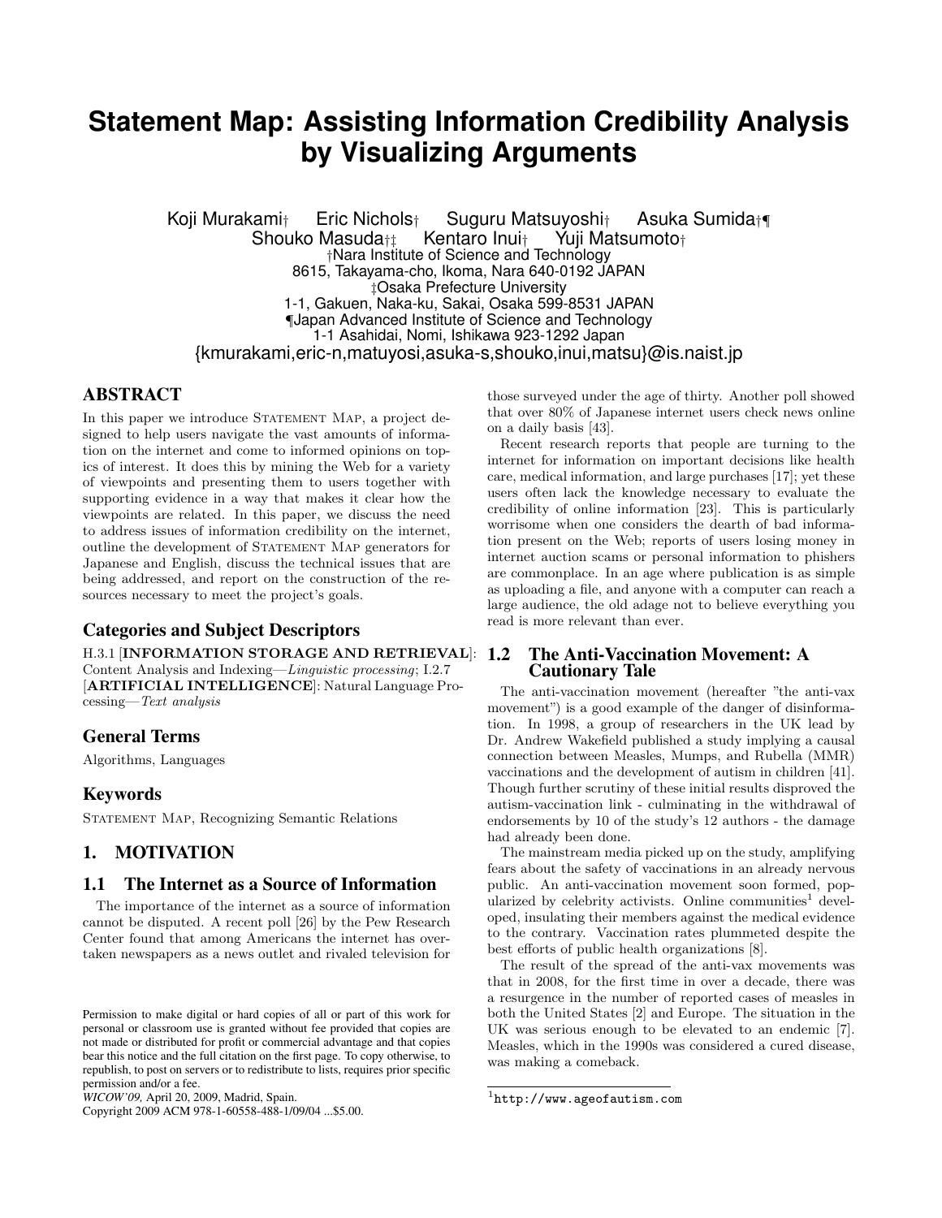# Statement Map: Assisting Information Credibility Analysis by Visualizing Arguments

Koji Murakami† Eric Nichols† Suguru Matsuyoshi† Asuka Sumida†¶
Shouko Masuda†‡ Kentaro Inui† Yuji Matsumoto†

†Nara Institute of Science and Technology
8615, Takayama-cho, Ikoma, Nara 640-0192 JAPAN
‡Osaka Prefecture University
1-1, Gakuen, Naka-ku, Sakai, Osaka 599-8531 JAPAN
¶Japan Advanced Institute of Science and Technology
1-1 Asahidai, Nomi, Ishikawa 923-1292 Japan
{kmurakami,eric-n,matuyosi,asuka-s,shouko,inui,matsu}@is.naist.jp

## ABSTRACT

In this paper we introduce Statement Map, a project designed to help users navigate the vast amounts of information on the internet and come to informed opinions on topics of interest. It does this by mining the Web for a variety of viewpoints and presenting them to users together with supporting evidence in a way that makes it clear how the viewpoints are related. In this paper, we discuss the need to address issues of information credibility on the internet, outline the development of Statement Map generators for Japanese and English, discuss the technical issues that are being addressed, and report on the construction of the resources necessary to meet the project's goals.

### Categories and Subject Descriptors

H.3.1 [**INFORMATION STORAGE AND RETRIEVAL**]: Content Analysis and Indexing—*Linguistic processing*; I.2.7 [**ARTIFICIAL INTELLIGENCE**]: Natural Language Processing—*Text analysis*

### General Terms

Algorithms, Languages

### Keywords

Statement Map, Recognizing Semantic Relations

## 1. MOTIVATION

### 1.1 The Internet as a Source of Information

The importance of the internet as a source of information cannot be disputed. A recent poll [26] by the Pew Research Center found that among Americans the internet has overtaken newspapers as a news outlet and rivaled television for those surveyed under the age of thirty. Another poll showed that over 80% of Japanese internet users check news online on a daily basis [43].

Recent research reports that people are turning to the internet for information on important decisions like health care, medical information, and large purchases [17]; yet these users often lack the knowledge necessary to evaluate the credibility of online information [23]. This is particularly worrisome when one considers the dearth of bad information present on the Web; reports of users losing money in internet auction scams or personal information to phishers are commonplace. In an age where publication is as simple as uploading a file, and anyone with a computer can reach a large audience, the old adage not to believe everything you read is more relevant than ever.

### 1.2 The Anti-Vaccination Movement: A Cautionary Tale

The anti-vaccination movement (hereafter "the anti-vax movement") is a good example of the danger of disinformation. In 1998, a group of researchers in the UK lead by Dr. Andrew Wakefield published a study implying a causal connection between Measles, Mumps, and Rubella (MMR) vaccinations and the development of autism in children [41]. Though further scrutiny of these initial results disproved the autism-vaccination link - culminating in the withdrawal of endorsements by 10 of the study's 12 authors - the damage had already been done.

The mainstream media picked up on the study, amplifying fears about the safety of vaccinations in an already nervous public. An anti-vaccination movement soon formed, popularized by celebrity activists. Online communities[1] developed, insulating their members against the medical evidence to the contrary. Vaccination rates plummeted despite the best efforts of public health organizations [8].

The result of the spread of the anti-vax movements was that in 2008, for the first time in over a decade, there was a resurgence in the number of reported cases of measles in both the United States [2] and Europe. The situation in the UK was serious enough to be elevated to an endemic [7]. Measles, which in the 1990s was considered a cured disease, was making a comeback.

[1] `http://www.ageofautism.com`

Permission to make digital or hard copies of all or part of this work for personal or classroom use is granted without fee provided that copies are not made or distributed for profit or commercial advantage and that copies bear this notice and the full citation on the first page. To copy otherwise, to republish, to post on servers or to redistribute to lists, requires prior specific permission and/or a fee.
*WICOW'09,* April 20, 2009, Madrid, Spain.
Copyright 2009 ACM 978-1-60558-488-1/09/04 ...$5.00.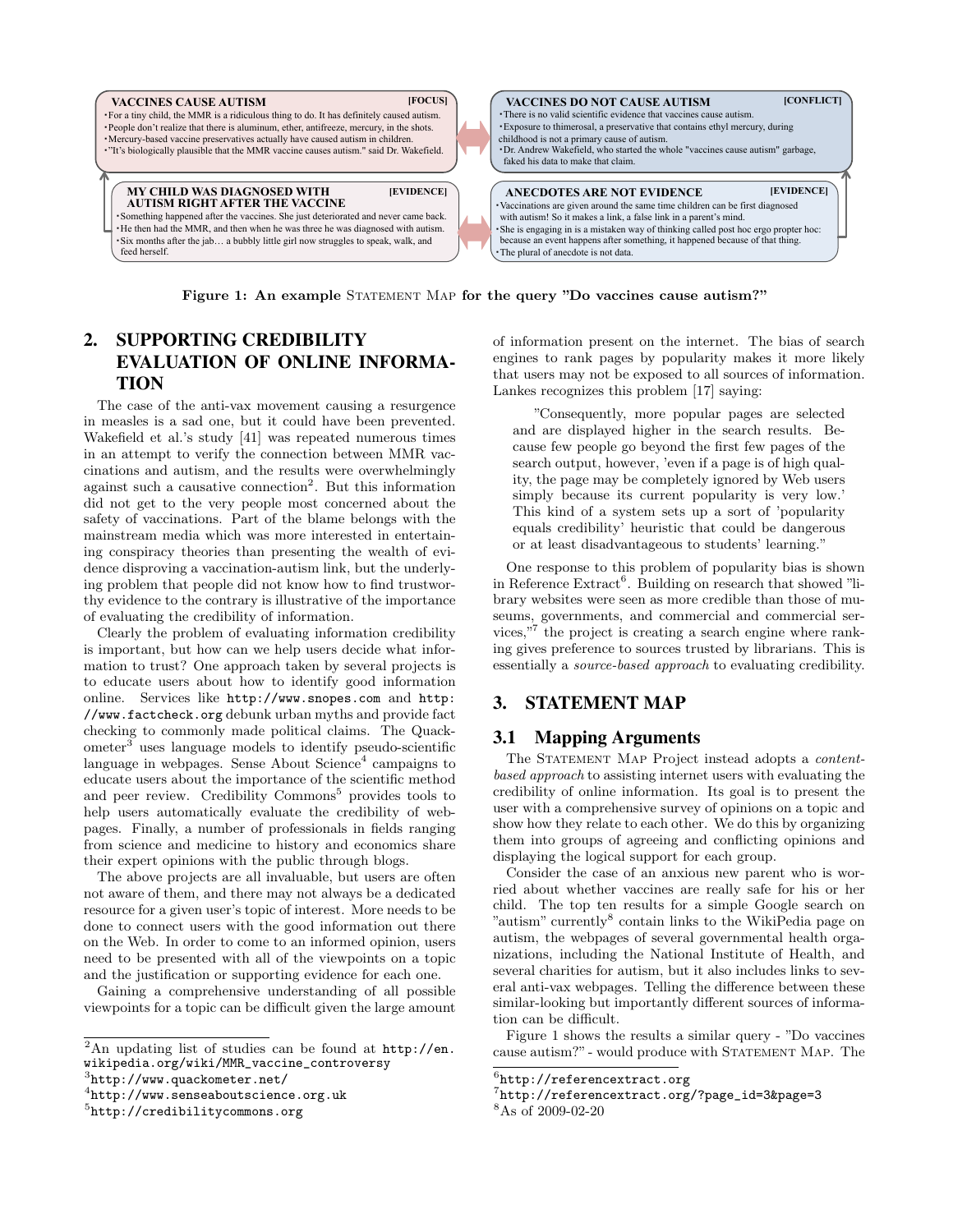**VACCINES CAUSE AUTISM** [FOCUS]

- For a tiny child, the MMR is a ridiculous thing to do. It has definitely caused autism.
- People don't realize that there is aluminum, ether, antifreeze, mercury, in the shots.
- Mercury-based vaccine preservatives actually have caused autism in children.
- "It's biologically plausible that the MMR vaccine causes autism." said Dr. Wakefield.

**VACCINES DO NOT CAUSE AUTISM** [CONFLICT]

- There is no valid scientific evidence that vaccines cause autism.
- Exposure to thimerosal, a preservative that contains ethyl mercury, during childhood is not a primary cause of autism.
- Dr. Andrew Wakefield, who started the whole "vaccines cause autism" garbage, faked his data to make that claim.

**MY CHILD WAS DIAGNOSED WITH AUTISM RIGHT AFTER THE VACCINE** [EVIDENCE]

- Something happened after the vaccines. She just deteriorated and never came back.
- He then had the MMR, and then when he was three he was diagnosed with autism.
- Six months after the jab… a bubbly little girl now struggles to speak, walk, and feed herself.

**ANECDOTES ARE NOT EVIDENCE** [EVIDENCE]

- Vaccinations are given around the same time children can be first diagnosed with autism! So it makes a link, a false link in a parent's mind.
- She is engaging in is a mistaken way of thinking called post hoc ergo propter hoc: because an event happens after something, it happened because of that thing.
- The plural of anecdote is not data.

**Figure 1: An example Statement Map for the query "Do vaccines cause autism?"**

## 2. SUPPORTING CREDIBILITY EVALUATION OF ONLINE INFORMATION

The case of the anti-vax movement causing a resurgence in measles is a sad one, but it could have been prevented. Wakefield et al.'s study [41] was repeated numerous times in an attempt to verify the connection between MMR vaccinations and autism, and the results were overwhelmingly against such a causative connection[2]. But this information did not get to the very people most concerned about the safety of vaccinations. Part of the blame belongs with the mainstream media which was more interested in entertaining conspiracy theories than presenting the wealth of evidence disproving a vaccination-autism link, but the underlying problem that people did not know how to find trustworthy evidence to the contrary is illustrative of the importance of evaluating the credibility of information.

Clearly the problem of evaluating information credibility is important, but how can we help users decide what information to trust? One approach taken by several projects is to educate users about how to identify good information online. Services like http://www.snopes.com and http://www.factcheck.org debunk urban myths and provide fact checking to commonly made political claims. The Quackometer[3] uses language models to identify pseudo-scientific language in webpages. Sense About Science[4] campaigns to educate users about the importance of the scientific method and peer review. Credibility Commons[5] provides tools to help users automatically evaluate the credibility of webpages. Finally, a number of professionals in fields ranging from science and medicine to history and economics share their expert opinions with the public through blogs.

The above projects are all invaluable, but users are often not aware of them, and there may not always be a dedicated resource for a given user's topic of interest. More needs to be done to connect users with the good information out there on the Web. In order to come to an informed opinion, users need to be presented with all of the viewpoints on a topic and the justification or supporting evidence for each one.

Gaining a comprehensive understanding of all possible viewpoints for a topic can be difficult given the large amount of information present on the internet. The bias of search engines to rank pages by popularity makes it more likely that users may not be exposed to all sources of information. Lankes recognizes this problem [17] saying:

> "Consequently, more popular pages are selected and are displayed higher in the search results. Because few people go beyond the first few pages of the search output, however, 'even if a page is of high quality, the page may be completely ignored by Web users simply because its current popularity is very low.' This kind of a system sets up a sort of 'popularity equals credibility' heuristic that could be dangerous or at least disadvantageous to students' learning."

One response to this problem of popularity bias is shown in Reference Extract[6]. Building on research that showed "library websites were seen as more credible than those of museums, governments, and commercial and commercial services,"[7] the project is creating a search engine where ranking gives preference to sources trusted by librarians. This is essentially a *source-based approach* to evaluating credibility.

## 3. STATEMENT MAP

### 3.1 Mapping Arguments

The Statement Map Project instead adopts a *content-based approach* to assisting internet users with evaluating the credibility of online information. Its goal is to present the user with a comprehensive survey of opinions on a topic and show how they relate to each other. We do this by organizing them into groups of agreeing and conflicting opinions and displaying the logical support for each group.

Consider the case of an anxious new parent who is worried about whether vaccines are really safe for his or her child. The top ten results for a simple Google search on "autism" currently[8] contain links to the WikiPedia page on autism, the webpages of several governmental health organizations, including the National Institute of Health, and several charities for autism, but it also includes links to several anti-vax webpages. Telling the difference between these similar-looking but importantly different sources of information can be difficult.

Figure 1 shows the results a similar query - "Do vaccines cause autism?" - would produce with Statement Map. The

---

[2] An updating list of studies can be found at http://en.wikipedia.org/wiki/MMR_vaccine_controversy

[3] http://www.quackometer.net/

[4] http://www.senseaboutscience.org.uk

[5] http://credibilitycommons.org

[6] http://referencextract.org

[7] http://referencextract.org/?page_id=3&page=3

[8] As of 2009-02-20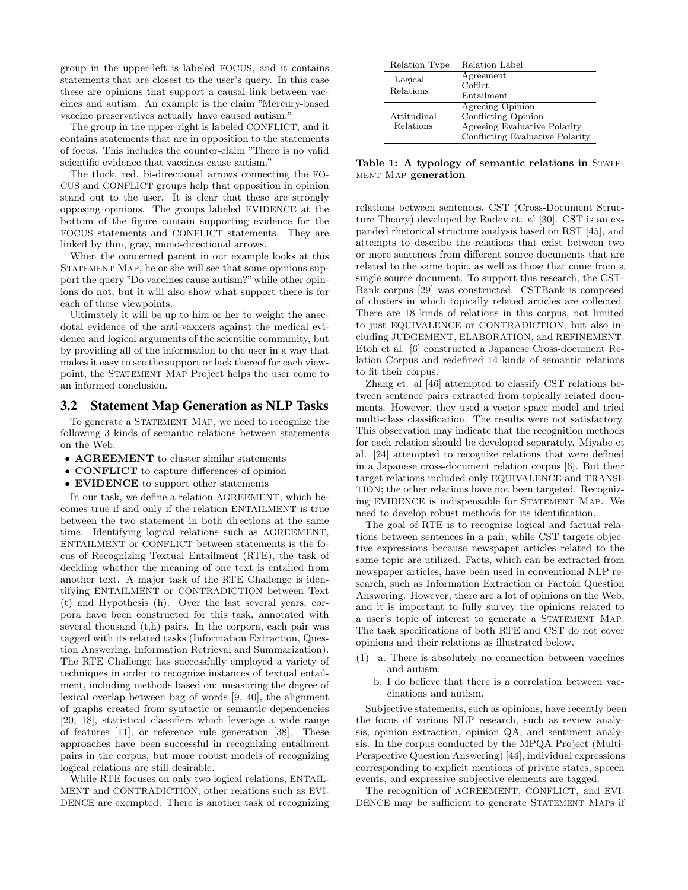group in the upper-left is labeled FOCUS, and it contains statements that are closest to the user's query. In this case these are opinions that support a causal link between vaccines and autism. An example is the claim "Mercury-based vaccine preservatives actually have caused autism."

The group in the upper-right is labeled CONFLICT, and it contains statements that are in opposition to the statements of focus. This includes the counter-claim "There is no valid scientific evidence that vaccines cause autism."

The thick, red, bi-directional arrows connecting the FOCUS and CONFLICT groups help that opposition in opinion stand out to the user. It is clear that these are strongly opposing opinions. The groups labeled EVIDENCE at the bottom of the figure contain supporting evidence for the FOCUS statements and CONFLICT statements. They are linked by thin, gray, mono-directional arrows.

When the concerned parent in our example looks at this STATEMENT MAP, he or she will see that some opinions support the query "Do vaccines cause autism?" while other opinions do not, but it will also show what support there is for each of these viewpoints.

Ultimately it will be up to him or her to weight the anecdotal evidence of the anti-vaxxers against the medical evidence and logical arguments of the scientific community, but by providing all of the information to the user in a way that makes it easy to see the support or lack thereof for each viewpoint, the STATEMENT MAP Project helps the user come to an informed conclusion.

## 3.2 Statement Map Generation as NLP Tasks

To generate a STATEMENT MAP, we need to recognize the following 3 kinds of semantic relations between statements on the Web:

- **AGREEMENT** to cluster similar statements
- **CONFLICT** to capture differences of opinion
- **EVIDENCE** to support other statements

In our task, we define a relation AGREEMENT, which becomes true if and only if the relation ENTAILMENT is true between the two statement in both directions at the same time. Identifying logical relations such as AGREEMENT, ENTAILMENT or CONFLICT between statements is the focus of Recognizing Textual Entailment (RTE), the task of deciding whether the meaning of one text is entailed from another text. A major task of the RTE Challenge is identifying ENTAILMENT or CONTRADICTION between Text (t) and Hypothesis (h). Over the last several years, corpora have been constructed for this task, annotated with several thousand (t,h) pairs. In the corpora, each pair was tagged with its related tasks (Information Extraction, Question Answering, Information Retrieval and Summarization). The RTE Challenge has successfully employed a variety of techniques in order to recognize instances of textual entailment, including methods based on: measuring the degree of lexical overlap between bag of words [9, 40], the alignment of graphs created from syntactic or semantic dependencies [20, 18], statistical classifiers which leverage a wide range of features [11], or reference rule generation [38]. These approaches have been successful in recognizing entailment pairs in the corpus, but more robust models of recognizing logical relations are still desirable.

While RTE focuses on only two logical relations, ENTAILMENT and CONTRADICTION, other relations such as EVIDENCE are exempted. There is another task of recognizing

| Relation Type | Relation Label |
|---|---|
| Logical Relations | Agreement |
| | Coflict |
| | Entailment |
| Attitudinal Relations | Agreeing Opinion |
| | Conflicting Opinion |
| | Agreeing Evaluative Polarity |
| | Conflicting Evaluative Polarity |

**Table 1: A typology of semantic relations in STATEMENT MAP generation**

relations between sentences, CST (Cross-Document Structure Theory) developed by Radev et. al [30]. CST is an expanded rhetorical structure analysis based on RST [45], and attempts to describe the relations that exist between two or more sentences from different source documents that are related to the same topic, as well as those that come from a single source document. To support this research, the CSTBank corpus [29] was constructed. CSTBank is composed of clusters in which topically related articles are collected. There are 18 kinds of relations in this corpus, not limited to just EQUIVALENCE or CONTRADICTION, but also including JUDGEMENT, ELABORATION, and REFINEMENT. Etoh et al. [6] constructed a Japanese Cross-document Relation Corpus and redefined 14 kinds of semantic relations to fit their corpus.

Zhang et. al [46] attempted to classify CST relations between sentence pairs extracted from topically related documents. However, they used a vector space model and tried multi-class classification. The results were not satisfactory. This observation may indicate that the recognition methods for each relation should be developed separately. Miyabe et al. [24] attempted to recognize relations that were defined in a Japanese cross-document relation corpus [6]. But their target relations included only EQUIVALENCE and TRANSITION; the other relations have not been targeted. Recognizing EVIDENCE is indispensable for STATEMENT MAP. We need to develop robust methods for its identification.

The goal of RTE is to recognize logical and factual relations between sentences in a pair, while CST targets objective expressions because newspaper articles related to the same topic are utilized. Facts, which can be extracted from newspaper articles, have been used in conventional NLP research, such as Information Extraction or Factoid Question Answering. However, there are a lot of opinions on the Web, and it is important to fully survey the opinions related to a user's topic of interest to generate a STATEMENT MAP. The task specifications of both RTE and CST do not cover opinions and their relations as illustrated below.

(1) a. There is absolutely no connection between vaccines and autism.
  b. I do believe that there is a correlation between vaccinations and autism.

Subjective statements, such as opinions, have recently been the focus of various NLP research, such as review analysis, opinion extraction, opinion QA, and sentiment analysis. In the corpus conducted by the MPQA Project (Multi-Perspective Question Answering) [44], individual expressions corresponding to explicit mentions of private states, speech events, and expressive subjective elements are tagged.

The recognition of AGREEMENT, CONFLICT, and EVIDENCE may be sufficient to generate STATEMENT MAPs if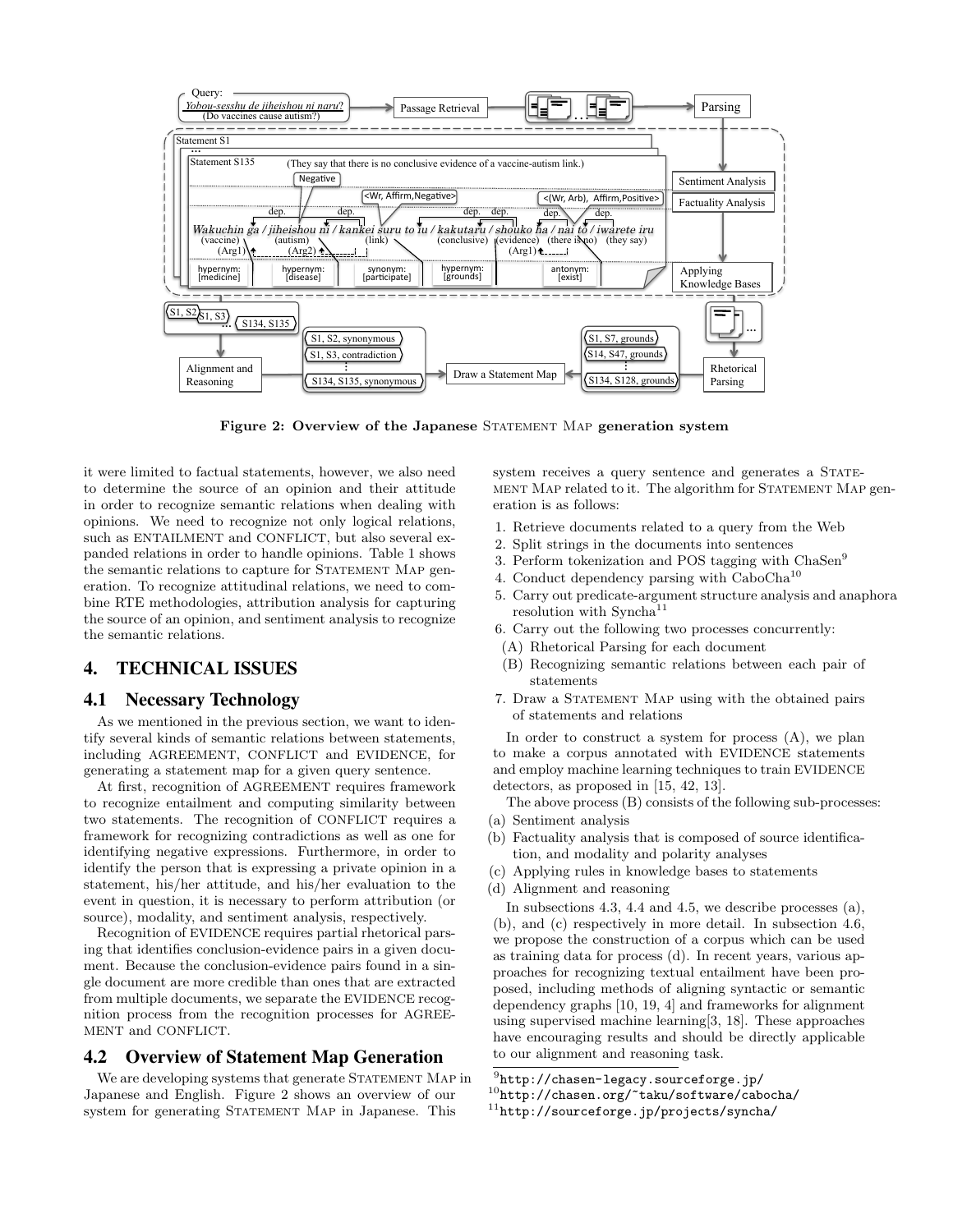Figure 2: Overview of the Japanese STATEMENT MAP generation system

it were limited to factual statements, however, we also need to determine the source of an opinion and their attitude in order to recognize semantic relations when dealing with opinions. We need to recognize not only logical relations, such as ENTAILMENT and CONFLICT, but also several expanded relations in order to handle opinions. Table 1 shows the semantic relations to capture for STATEMENT MAP generation. To recognize attitudinal relations, we need to combine RTE methodologies, attribution analysis for capturing the source of an opinion, and sentiment analysis to recognize the semantic relations.

## 4. TECHNICAL ISSUES

### 4.1 Necessary Technology

As we mentioned in the previous section, we want to identify several kinds of semantic relations between statements, including AGREEMENT, CONFLICT and EVIDENCE, for generating a statement map for a given query sentence.

At first, recognition of AGREEMENT requires framework to recognize entailment and computing similarity between two statements. The recognition of CONFLICT requires a framework for recognizing contradictions as well as one for identifying negative expressions. Furthermore, in order to identify the person that is expressing a private opinion in a statement, his/her attitude, and his/her evaluation to the event in question, it is necessary to perform attribution (or source), modality, and sentiment analysis, respectively.

Recognition of EVIDENCE requires partial rhetorical parsing that identifies conclusion-evidence pairs in a given document. Because the conclusion-evidence pairs found in a single document are more credible than ones that are extracted from multiple documents, we separate the EVIDENCE recognition process from the recognition processes for AGREEMENT and CONFLICT.

### 4.2 Overview of Statement Map Generation

We are developing systems that generate STATEMENT MAP in Japanese and English. Figure 2 shows an overview of our system for generating STATEMENT MAP in Japanese. This system receives a query sentence and generates a STATEMENT MAP related to it. The algorithm for STATEMENT MAP generation is as follows:

1. Retrieve documents related to a query from the Web
2. Split strings in the documents into sentences
3. Perform tokenization and POS tagging with ChaSen[9]
4. Conduct dependency parsing with CaboCha[10]
5. Carry out predicate-argument structure analysis and anaphora resolution with Syncha[11]
6. Carry out the following two processes concurrently:
   (A) Rhetorical Parsing for each document
   (B) Recognizing semantic relations between each pair of statements
7. Draw a STATEMENT MAP using with the obtained pairs of statements and relations

In order to construct a system for process (A), we plan to make a corpus annotated with EVIDENCE statements and employ machine learning techniques to train EVIDENCE detectors, as proposed in [15, 42, 13].

The above process (B) consists of the following sub-processes:

(a) Sentiment analysis
(b) Factuality analysis that is composed of source identification, and modality and polarity analyses
(c) Applying rules in knowledge bases to statements
(d) Alignment and reasoning

In subsections 4.3, 4.4 and 4.5, we describe processes (a), (b), and (c) respectively in more detail. In subsection 4.6, we propose the construction of a corpus which can be used as training data for process (d). In recent years, various approaches for recognizing textual entailment have been proposed, including methods of aligning syntactic or semantic dependency graphs [10, 19, 4] and frameworks for alignment using supervised machine learning[3, 18]. These approaches have encouraging results and should be directly applicable to our alignment and reasoning task.

[9] http://chasen-legacy.sourceforge.jp/

[10] http://chasen.org/~taku/software/cabocha/

[11] http://sourceforge.jp/projects/syncha/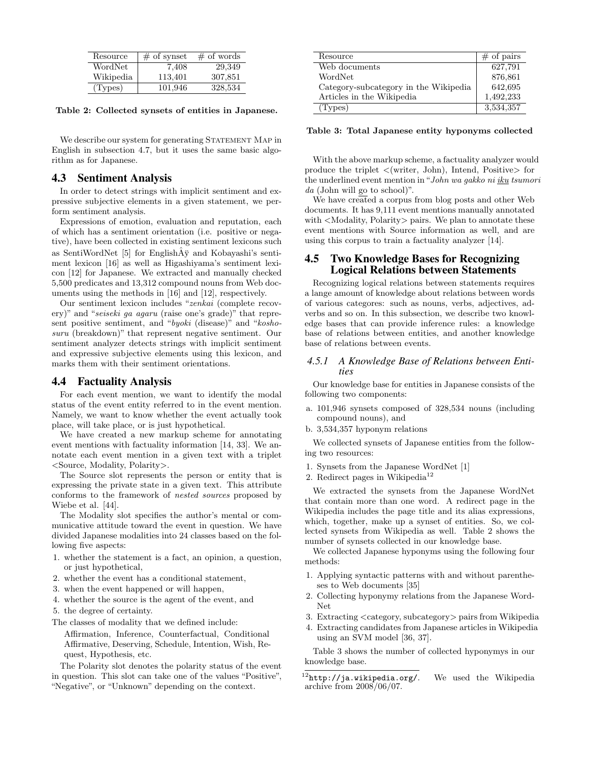| Resource | # of synset | # of words |
|---|---|---|
| WordNet | 7,408 | 29,349 |
| Wikipedia | 113,401 | 307,851 |
| (Types) | 101,946 | 328,534 |

**Table 2: Collected synsets of entities in Japanese.**

We describe our system for generating Statement Map in English in subsection 4.7, but it uses the same basic algorithm as for Japanese.

## 4.3 Sentiment Analysis

In order to detect strings with implicit sentiment and expressive subjective elements in a given statement, we perform sentiment analysis.

Expressions of emotion, evaluation and reputation, each of which has a sentiment orientation (i.e. positive or negative), have been collected in existing sentiment lexicons such as SentiWordNet [5] for EnglishÂÿ and Kobayashi's sentiment lexicon [16] as well as Higashiyama's sentiment lexicon [12] for Japanese. We extracted and manually checked 5,500 predicates and 13,312 compound nouns from Web documents using the methods in [16] and [12], respectively.

Our sentiment lexicon includes "*zenkai* (complete recovery)" and "*seiseki ga agaru* (raise one's grade)" that represent positive sentiment, and "*byoki* (disease)" and "*koshosuru* (breakdown)" that represent negative sentiment. Our sentiment analyzer detects strings with implicit sentiment and expressive subjective elements using this lexicon, and marks them with their sentiment orientations.

## 4.4 Factuality Analysis

For each event mention, we want to identify the modal status of the event entity referred to in the event mention. Namely, we want to know whether the event actually took place, will take place, or is just hypothetical.

We have created a new markup scheme for annotating event mentions with factuality information [14, 33]. We annotate each event mention in a given text with a triplet <Source, Modality, Polarity>.

The Source slot represents the person or entity that is expressing the private state in a given text. This attribute conforms to the framework of *nested sources* proposed by Wiebe et al. [44].

The Modality slot specifies the author's mental or communicative attitude toward the event in question. We have divided Japanese modalities into 24 classes based on the following five aspects:

1. whether the statement is a fact, an opinion, a question, or just hypothetical,
2. whether the event has a conditional statement,
3. when the event happened or will happen,
4. whether the source is the agent of the event, and
5. the degree of certainty.

The classes of modality that we defined include:

Affirmation, Inference, Counterfactual, Conditional Affirmative, Deserving, Schedule, Intention, Wish, Request, Hypothesis, etc.

The Polarity slot denotes the polarity status of the event in question. This slot can take one of the values "Positive", "Negative", or "Unknown" depending on the context.

| Resource | # of pairs |
|---|---|
| Web documents | 627,791 |
| WordNet | 876,861 |
| Category-subcategory in the Wikipedia | 642,695 |
| Articles in the Wikipedia | 1,492,233 |
| (Types) | 3,534,357 |

**Table 3: Total Japanese entity hyponyms collected**

With the above markup scheme, a factuality analyzer would produce the triplet <(writer, John), Intend, Positive> for the underlined event mention in "*John wa gakko ni iku tsumori da* (John will go to school)".

We have created a corpus from blog posts and other Web documents. It has 9,111 event mentions manually annotated with <Modality, Polarity> pairs. We plan to annotate these event mentions with Source information as well, and are using this corpus to train a factuality analyzer [14].

## 4.5 Two Knowledge Bases for Recognizing Logical Relations between Statements

Recognizing logical relations between statements requires a lange amount of knowledge about relations between words of various categores: such as nouns, verbs, adjectives, adverbs and so on. In this subsection, we describe two knowledge bases that can provide inference rules: a knowledge base of relations between entities, and another knowledge base of relations between events.

### 4.5.1 A Knowledge Base of Relations between Entities

Our knowledge base for entities in Japanese consists of the following two components:

a. 101,946 synsets composed of 328,534 nouns (including compound nouns), and
b. 3,534,357 hyponym relations

We collected synsets of Japanese entities from the following two resources:

1. Synsets from the Japanese WordNet [1]
2. Redirect pages in Wikipedia[12]

We extracted the synsets from the Japanese WordNet that contain more than one word. A redirect page in the Wikipedia includes the page title and its alias expressions, which, together, make up a synset of entities. So, we collected synsets from Wikipedia as well. Table 2 shows the number of synsets collected in our knowledge base.

We collected Japanese hyponyms using the following four methods:

1. Applying syntactic patterns with and without parentheses to Web documents [35]
2. Collecting hyponymy relations from the Japanese WordNet
3. Extracting <category, subcategory> pairs from Wikipedia
4. Extracting candidates from Japanese articles in Wikipedia using an SVM model [36, 37].

Table 3 shows the number of collected hyponymys in our knowledge base.

[12] http://ja.wikipedia.org/. We used the Wikipedia archive from 2008/06/07.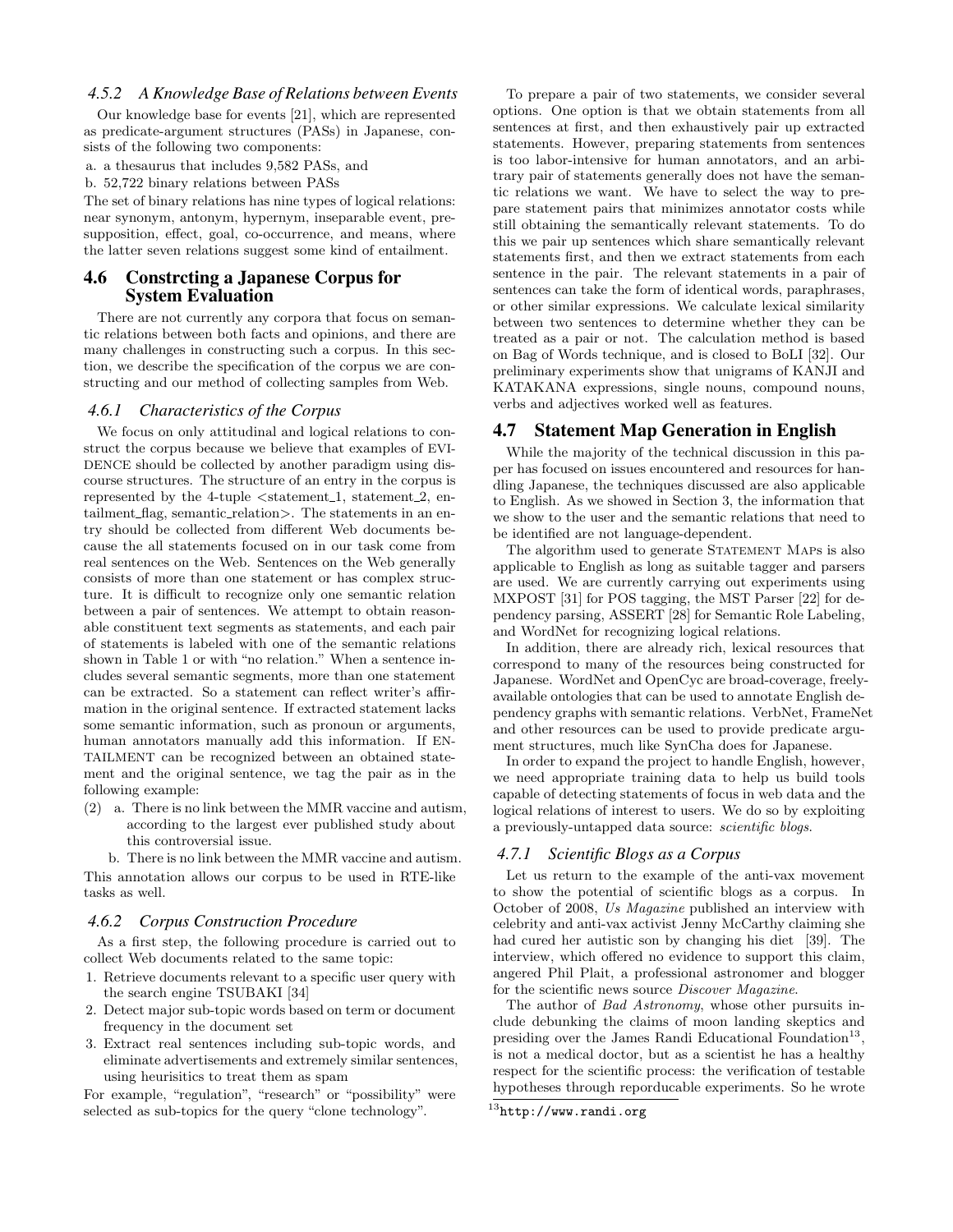#### 4.5.2 A Knowledge Base of Relations between Events

Our knowledge base for events [21], which are represented as predicate-argument structures (PASs) in Japanese, consists of the following two components:

a. a thesaurus that includes 9,582 PASs, and

b. 52,722 binary relations between PASs

The set of binary relations has nine types of logical relations: near synonym, antonym, hypernym, inseparable event, presupposition, effect, goal, co-occurrence, and means, where the latter seven relations suggest some kind of entailment.

### 4.6 Constrcting a Japanese Corpus for System Evaluation

There are not currently any corpora that focus on semantic relations between both facts and opinions, and there are many challenges in constructing such a corpus. In this section, we describe the specification of the corpus we are constructing and our method of collecting samples from Web.

#### 4.6.1 Characteristics of the Corpus

We focus on only attitudinal and logical relations to construct the corpus because we believe that examples of EVIDENCE should be collected by another paradigm using discourse structures. The structure of an entry in the corpus is represented by the 4-tuple <statement_1, statement_2, entailment_flag, semantic_relation>. The statements in an entry should be collected from different Web documents because the all statements focused on in our task come from real sentences on the Web. Sentences on the Web generally consists of more than one statement or has complex structure. It is difficult to recognize only one semantic relation between a pair of sentences. We attempt to obtain reasonable constituent text segments as statements, and each pair of statements is labeled with one of the semantic relations shown in Table 1 or with "no relation." When a sentence includes several semantic segments, more than one statement can be extracted. So a statement can reflect writer's affirmation in the original sentence. If extracted statement lacks some semantic information, such as pronoun or arguments, human annotators manually add this information. If ENTAILMENT can be recognized between an obtained statement and the original sentence, we tag the pair as in the following example:

(2) a. There is no link between the MMR vaccine and autism, according to the largest ever published study about this controversial issue.

b. There is no link between the MMR vaccine and autism.

This annotation allows our corpus to be used in RTE-like tasks as well.

#### 4.6.2 Corpus Construction Procedure

As a first step, the following procedure is carried out to collect Web documents related to the same topic:

1. Retrieve documents relevant to a specific user query with the search engine TSUBAKI [34]
2. Detect major sub-topic words based on term or document frequency in the document set
3. Extract real sentences including sub-topic words, and eliminate advertisements and extremely similar sentences, using heurisitics to treat them as spam

For example, "regulation", "research" or "possibility" were selected as sub-topics for the query "clone technology".

To prepare a pair of two statements, we consider several options. One option is that we obtain statements from all sentences at first, and then exhaustively pair up extracted statements. However, preparing statements from sentences is too labor-intensive for human annotators, and an arbitrary pair of statements generally does not have the semantic relations we want. We have to select the way to prepare statement pairs that minimizes annotator costs while still obtaining the semantically relevant statements. To do this we pair up sentences which share semantically relevant statements first, and then we extract statements from each sentence in the pair. The relevant statements in a pair of sentences can take the form of identical words, paraphrases, or other similar expressions. We calculate lexical similarity between two sentences to determine whether they can be treated as a pair or not. The calculation method is based on Bag of Words technique, and is closed to BoLI [32]. Our preliminary experiments show that unigrams of KANJI and KATAKANA expressions, single nouns, compound nouns, verbs and adjectives worked well as features.

### 4.7 Statement Map Generation in English

While the majority of the technical discussion in this paper has focused on issues encountered and resources for handling Japanese, the techniques discussed are also applicable to English. As we showed in Section 3, the information that we show to the user and the semantic relations that need to be identified are not language-dependent.

The algorithm used to generate STATEMENT MAPS is also applicable to English as long as suitable tagger and parsers are used. We are currently carrying out experiments using MXPOST [31] for POS tagging, the MST Parser [22] for dependency parsing, ASSERT [28] for Semantic Role Labeling, and WordNet for recognizing logical relations.

In addition, there are already rich, lexical resources that correspond to many of the resources being constructed for Japanese. WordNet and OpenCyc are broad-coverage, freely-available ontologies that can be used to annotate English dependency graphs with semantic relations. VerbNet, FrameNet and other resources can be used to provide predicate argument structures, much like SynCha does for Japanese.

In order to expand the project to handle English, however, we need appropriate training data to help us build tools capable of detecting statements of focus in web data and the logical relations of interest to users. We do so by exploiting a previously-untapped data source: *scientific blogs*.

#### 4.7.1 Scientific Blogs as a Corpus

Let us return to the example of the anti-vax movement to show the potential of scientific blogs as a corpus. In October of 2008, *Us Magazine* published an interview with celebrity and anti-vax activist Jenny McCarthy claiming she had cured her autistic son by changing his diet [39]. The interview, which offered no evidence to support this claim, angered Phil Plait, a professional astronomer and blogger for the scientific news source *Discover Magazine*.

The author of *Bad Astronomy*, whose other pursuits include debunking the claims of moon landing skeptics and presiding over the James Randi Educational Foundation[13], is not a medical doctor, but as a scientist he has a healthy respect for the scientific process: the verification of testable hypotheses through reporducable experiments. So he wrote

[13] http://www.randi.org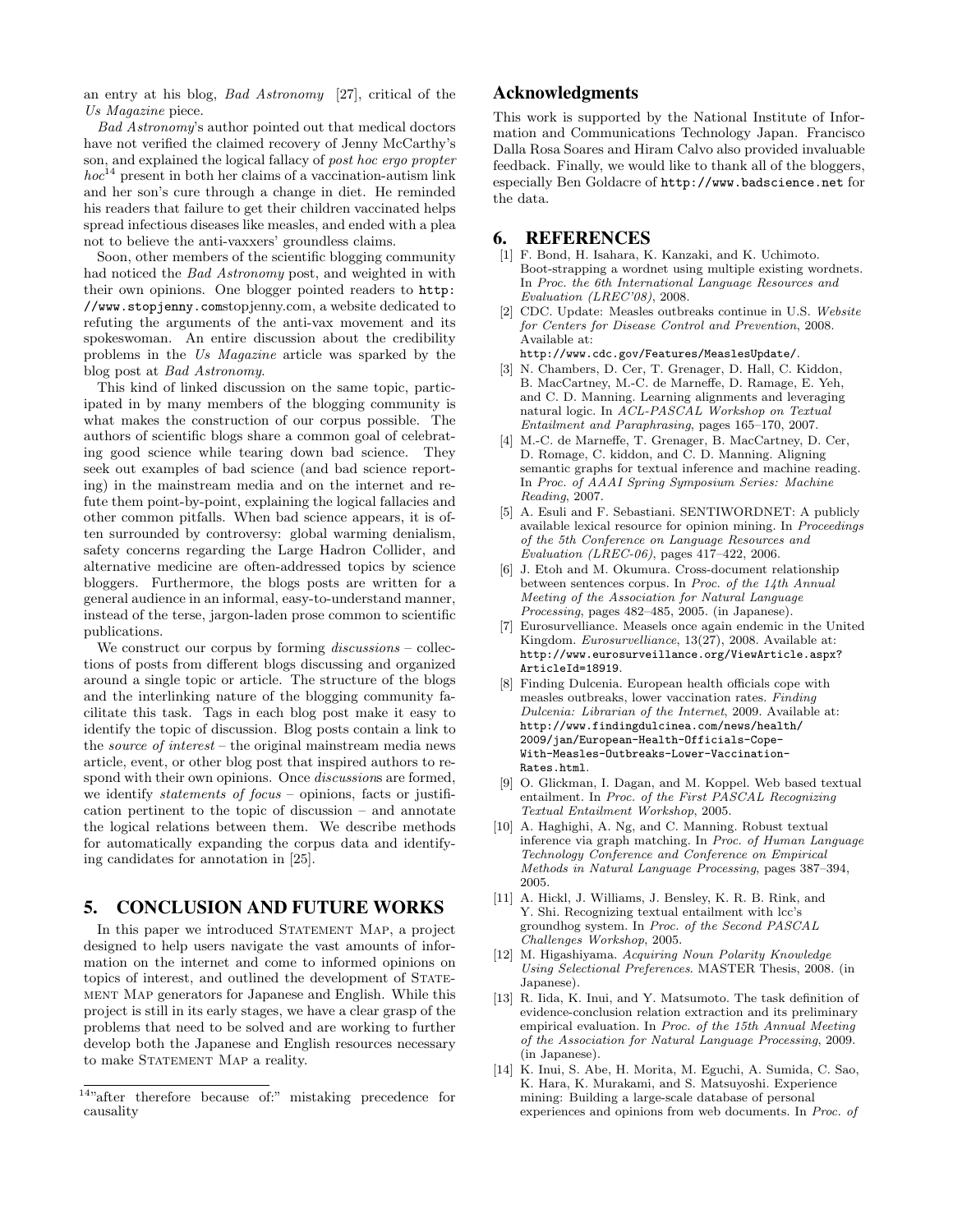an entry at his blog, *Bad Astronomy* [27], critical of the *Us Magazine* piece.

*Bad Astronomy*'s author pointed out that medical doctors have not verified the claimed recovery of Jenny McCarthy's son, and explained the logical fallacy of *post hoc ergo propter hoc*[14] present in both her claims of a vaccination-autism link and her son's cure through a change in diet. He reminded his readers that failure to get their children vaccinated helps spread infectious diseases like measles, and ended with a plea not to believe the anti-vaxxers' groundless claims.

Soon, other members of the scientific blogging community had noticed the *Bad Astronomy* post, and weighted in with their own opinions. One blogger pointed readers to `http://www.stopjenny.com`stopjenny.com, a website dedicated to refuting the arguments of the anti-vax movement and its spokeswoman. An entire discussion about the credibility problems in the *Us Magazine* article was sparked by the blog post at *Bad Astronomy*.

This kind of linked discussion on the same topic, participated in by many members of the blogging community is what makes the construction of our corpus possible. The authors of scientific blogs share a common goal of celebrating good science while tearing down bad science. They seek out examples of bad science (and bad science reporting) in the mainstream media and on the internet and refute them point-by-point, explaining the logical fallacies and other common pitfalls. When bad science appears, it is often surrounded by controversy: global warming denialism, safety concerns regarding the Large Hadron Collider, and alternative medicine are often-addressed topics by science bloggers. Furthermore, the blogs posts are written for a general audience in an informal, easy-to-understand manner, instead of the terse, jargon-laden prose common to scientific publications.

We construct our corpus by forming *discussions* – collections of posts from different blogs discussing and organized around a single topic or article. The structure of the blogs and the interlinking nature of the blogging community facilitate this task. Tags in each blog post make it easy to identify the topic of discussion. Blog posts contain a link to the *source of interest* – the original mainstream media news article, event, or other blog post that inspired authors to respond with their own opinions. Once *discussion*s are formed, we identify *statements of focus* – opinions, facts or justification pertinent to the topic of discussion – and annotate the logical relations between them. We describe methods for automatically expanding the corpus data and identifying candidates for annotation in [25].

## 5. CONCLUSION AND FUTURE WORKS

In this paper we introduced Statement Map, a project designed to help users navigate the vast amounts of information on the internet and come to informed opinions on topics of interest, and outlined the development of Statement Map generators for Japanese and English. While this project is still in its early stages, we have a clear grasp of the problems that need to be solved and are working to further develop both the Japanese and English resources necessary to make Statement Map a reality.

[14]"after therefore because of:" mistaking precedence for causality

## Acknowledgments

This work is supported by the National Institute of Information and Communications Technology Japan. Francisco Dalla Rosa Soares and Hiram Calvo also provided invaluable feedback. Finally, we would like to thank all of the bloggers, especially Ben Goldacre of `http://www.badscience.net` for the data.

## 6. REFERENCES

[1] F. Bond, H. Isahara, K. Kanzaki, and K. Uchimoto. Boot-strapping a wordnet using multiple existing wordnets. In *Proc. the 6th International Language Resources and Evaluation (LREC'08)*, 2008.

[2] CDC. Update: Measles outbreaks continue in U.S. *Website for Centers for Disease Control and Prevention*, 2008. Available at: `http://www.cdc.gov/Features/MeaslesUpdate/`.

[3] N. Chambers, D. Cer, T. Grenager, D. Hall, C. Kiddon, B. MacCartney, M.-C. de Marneffe, D. Ramage, E. Yeh, and C. D. Manning. Learning alignments and leveraging natural logic. In *ACL-PASCAL Workshop on Textual Entailment and Paraphrasing*, pages 165–170, 2007.

[4] M.-C. de Marneffe, T. Grenager, B. MacCartney, D. Cer, D. Romage, C. kiddon, and C. D. Manning. Aligning semantic graphs for textual inference and machine reading. In *Proc. of AAAI Spring Symposium Series: Machine Reading*, 2007.

[5] A. Esuli and F. Sebastiani. SENTIWORDNET: A publicly available lexical resource for opinion mining. In *Proceedings of the 5th Conference on Language Resources and Evaluation (LREC-06)*, pages 417–422, 2006.

[6] J. Etoh and M. Okumura. Cross-document relationship between sentences corpus. In *Proc. of the 14th Annual Meeting of the Association for Natural Language Processing*, pages 482–485, 2005. (in Japanese).

[7] Eurosurvelliance. Measels once again endemic in the United Kingdom. *Eurosurvelliance*, 13(27), 2008. Available at: `http://www.eurosurveillance.org/ViewArticle.aspx?ArticleId=18919`.

[8] Finding Dulcenia. European health officials cope with measles outbreaks, lower vaccination rates. *Finding Dulcenia: Librarian of the Internet*, 2009. Available at: `http://www.findingdulcinea.com/news/health/2009/jan/European-Health-Officials-Cope-With-Measles-Outbreaks-Lower-Vaccination-Rates.html`.

[9] O. Glickman, I. Dagan, and M. Koppel. Web based textual entailment. In *Proc. of the First PASCAL Recognizing Textual Entailment Workshop*, 2005.

[10] A. Haghighi, A. Ng, and C. Manning. Robust textual inference via graph matching. In *Proc. of Human Language Technology Conference and Conference on Empirical Methods in Natural Language Processing*, pages 387–394, 2005.

[11] A. Hickl, J. Williams, J. Bensley, K. R. B. Rink, and Y. Shi. Recognizing textual entailment with lcc's groundhog system. In *Proc. of the Second PASCAL Challenges Workshop*, 2005.

[12] M. Higashiyama. *Acquiring Noun Polarity Knowledge Using Selectional Preferences*. MASTER Thesis, 2008. (in Japanese).

[13] R. Iida, K. Inui, and Y. Matsumoto. The task definition of evidence-conclusion relation extraction and its preliminary empirical evaluation. In *Proc. of the 15th Annual Meeting of the Association for Natural Language Processing*, 2009. (in Japanese).

[14] K. Inui, S. Abe, H. Morita, M. Eguchi, A. Sumida, C. Sao, K. Hara, K. Murakami, and S. Matsuyoshi. Experience mining: Building a large-scale database of personal experiences and opinions from web documents. In *Proc. of*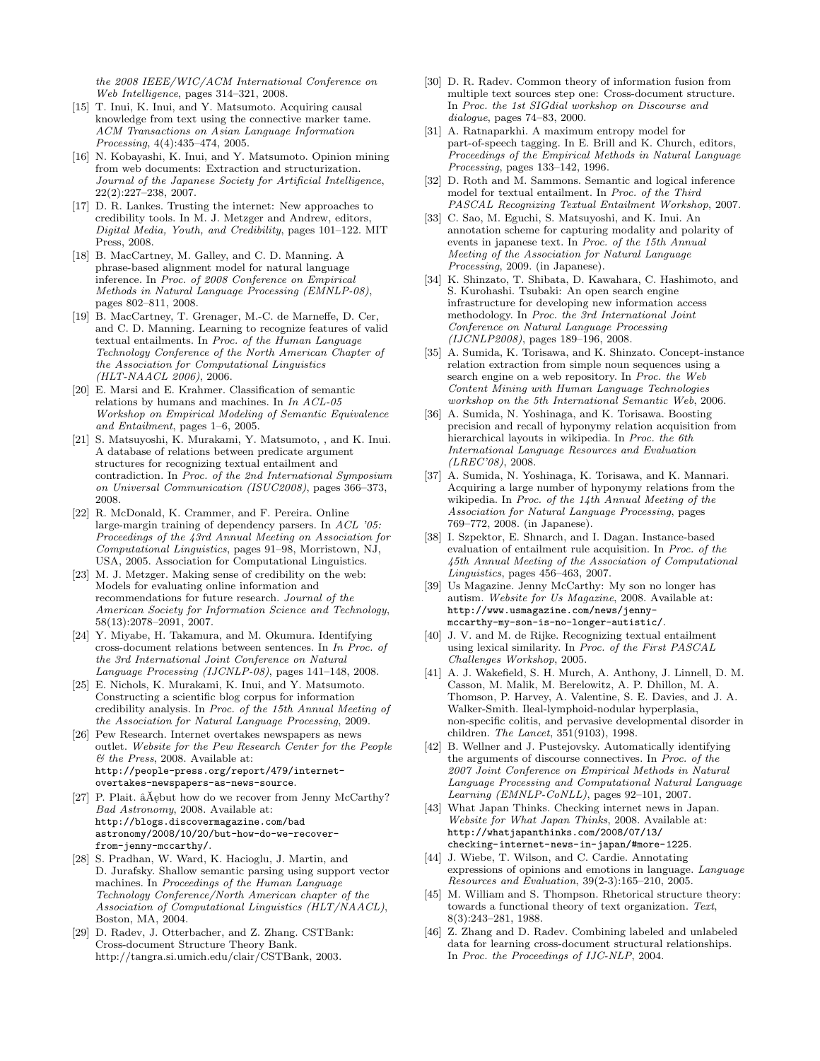the 2008 IEEE/WIC/ACM International Conference on Web Intelligence, pages 314–321, 2008.

[15] T. Inui, K. Inui, and Y. Matsumoto. Acquiring causal knowledge from text using the connective marker tame. *ACM Transactions on Asian Language Information Processing*, 4(4):435–474, 2005.

[16] N. Kobayashi, K. Inui, and Y. Matsumoto. Opinion mining from web documents: Extraction and structurization. *Journal of the Japanese Society for Artificial Intelligence*, 22(2):227–238, 2007.

[17] D. R. Lankes. Trusting the internet: New approaches to credibility tools. In M. J. Metzger and Andrew, editors, *Digital Media, Youth, and Credibility*, pages 101–122. MIT Press, 2008.

[18] B. MacCartney, M. Galley, and C. D. Manning. A phrase-based alignment model for natural language inference. In *Proc. of 2008 Conference on Empirical Methods in Natural Language Processing (EMNLP-08)*, pages 802–811, 2008.

[19] B. MacCartney, T. Grenager, M.-C. de Marneffe, D. Cer, and C. D. Manning. Learning to recognize features of valid textual entailments. In *Proc. of the Human Language Technology Conference of the North American Chapter of the Association for Computational Linguistics (HLT-NAACL 2006)*, 2006.

[20] E. Marsi and E. Krahmer. Classification of semantic relations by humans and machines. In *In ACL-05 Workshop on Empirical Modeling of Semantic Equivalence and Entailment*, pages 1–6, 2005.

[21] S. Matsuyoshi, K. Murakami, Y. Matsumoto, , and K. Inui. A database of relations between predicate argument structures for recognizing textual entailment and contradiction. In *Proc. of the 2nd International Symposium on Universal Communication (ISUC2008)*, pages 366–373, 2008.

[22] R. McDonald, K. Crammer, and F. Pereira. Online large-margin training of dependency parsers. In *ACL '05: Proceedings of the 43rd Annual Meeting on Association for Computational Linguistics*, pages 91–98, Morristown, NJ, USA, 2005. Association for Computational Linguistics.

[23] M. J. Metzger. Making sense of credibility on the web: Models for evaluating online information and recommendations for future research. *Journal of the American Society for Information Science and Technology*, 58(13):2078–2091, 2007.

[24] Y. Miyabe, H. Takamura, and M. Okumura. Identifying cross-document relations between sentences. In *In Proc. of the 3rd International Joint Conference on Natural Language Processing (IJCNLP-08)*, pages 141–148, 2008.

[25] E. Nichols, K. Murakami, K. Inui, and Y. Matsumoto. Constructing a scientific blog corpus for information credibility analysis. In *Proc. of the 15th Annual Meeting of the Association for Natural Language Processing*, 2009.

[26] Pew Research. Internet overtakes newspapers as news outlet. *Website for the Pew Research Center for the People & the Press*, 2008. Available at: http://people-press.org/report/479/internet-overtakes-newspapers-as-news-source.

[27] P. Plait. âĂębut how do we recover from Jenny McCarthy? *Bad Astronomy*, 2008. Available at: http://blogs.discovermagazine.com/bad astronomy/2008/10/20/but-how-do-we-recover-from-jenny-mccarthy/.

[28] S. Pradhan, W. Ward, K. Hacioglu, J. Martin, and D. Jurafsky. Shallow semantic parsing using support vector machines. In *Proceedings of the Human Language Technology Conference/North American chapter of the Association of Computational Linguistics (HLT/NAACL)*, Boston, MA, 2004.

[29] D. Radev, J. Otterbacher, and Z. Zhang. CSTBank: Cross-document Structure Theory Bank. http://tangra.si.umich.edu/clair/CSTBank, 2003.

[30] D. R. Radev. Common theory of information fusion from multiple text sources step one: Cross-document structure. In *Proc. the 1st SIGdial workshop on Discourse and dialogue*, pages 74–83, 2000.

[31] A. Ratnaparkhi. A maximum entropy model for part-of-speech tagging. In E. Brill and K. Church, editors, *Proceedings of the Empirical Methods in Natural Language Processing*, pages 133–142, 1996.

[32] D. Roth and M. Sammons. Semantic and logical inference model for textual entailment. In *Proc. of the Third PASCAL Recognizing Textual Entailment Workshop*, 2007.

[33] C. Sao, M. Eguchi, S. Matsuyoshi, and K. Inui. An annotation scheme for capturing modality and polarity of events in japanese text. In *Proc. of the 15th Annual Meeting of the Association for Natural Language Processing*, 2009. (in Japanese).

[34] K. Shinzato, T. Shibata, D. Kawahara, C. Hashimoto, and S. Kurohashi. Tsubaki: An open search engine infrastructure for developing new information access methodology. In *Proc. the 3rd International Joint Conference on Natural Language Processing (IJCNLP2008)*, pages 189–196, 2008.

[35] A. Sumida, K. Torisawa, and K. Shinzato. Concept-instance relation extraction from simple noun sequences using a search engine on a web repository. In *Proc. the Web Content Mining with Human Language Technologies workshop on the 5th International Semantic Web*, 2006.

[36] A. Sumida, N. Yoshinaga, and K. Torisawa. Boosting precision and recall of hyponymy relation acquisition from hierarchical layouts in wikipedia. In *Proc. the 6th International Language Resources and Evaluation (LREC'08)*, 2008.

[37] A. Sumida, N. Yoshinaga, K. Torisawa, and K. Mannari. Acquiring a large number of hyponymy relations from the wikipedia. In *Proc. of the 14th Annual Meeting of the Association for Natural Language Processing*, pages 769–772, 2008. (in Japanese).

[38] I. Szpektor, E. Shnarch, and I. Dagan. Instance-based evaluation of entailment rule acquisition. In *Proc. of the 45th Annual Meeting of the Association of Computational Linguistics*, pages 456–463, 2007.

[39] Us Magazine. Jenny McCarthy: My son no longer has autism. *Website for Us Magazine*, 2008. Available at: http://www.usmagazine.com/news/jenny-mccarthy-my-son-is-no-longer-autistic/.

[40] J. V. and M. de Rijke. Recognizing textual entailment using lexical similarity. In *Proc. of the First PASCAL Challenges Workshop*, 2005.

[41] A. J. Wakefield, S. H. Murch, A. Anthony, J. Linnell, D. M. Casson, M. Malik, M. Berelowitz, A. P. Dhillon, M. A. Thomson, P. Harvey, A. Valentine, S. E. Davies, and J. A. Walker-Smith. Ileal-lymphoid-nodular hyperplasia, non-specific colitis, and pervasive developmental disorder in children. *The Lancet*, 351(9103), 1998.

[42] B. Wellner and J. Pustejovsky. Automatically identifying the arguments of discourse connectives. In *Proc. of the 2007 Joint Conference on Empirical Methods in Natural Language Processing and Computational Natural Language Learning (EMNLP-CoNLL)*, pages 92–101, 2007.

[43] What Japan Thinks. Checking internet news in Japan. *Website for What Japan Thinks*, 2008. Available at: http://whatjapanthinks.com/2008/07/13/checking-internet-news-in-japan/#more-1225.

[44] J. Wiebe, T. Wilson, and C. Cardie. Annotating expressions of opinions and emotions in language. *Language Resources and Evaluation*, 39(2-3):165–210, 2005.

[45] M. William and S. Thompson. Rhetorical structure theory: towards a functional theory of text organization. *Text*, 8(3):243–281, 1988.

[46] Z. Zhang and D. Radev. Combining labeled and unlabeled data for learning cross-document structural relationships. In *Proc. the Proceedings of IJC-NLP*, 2004.